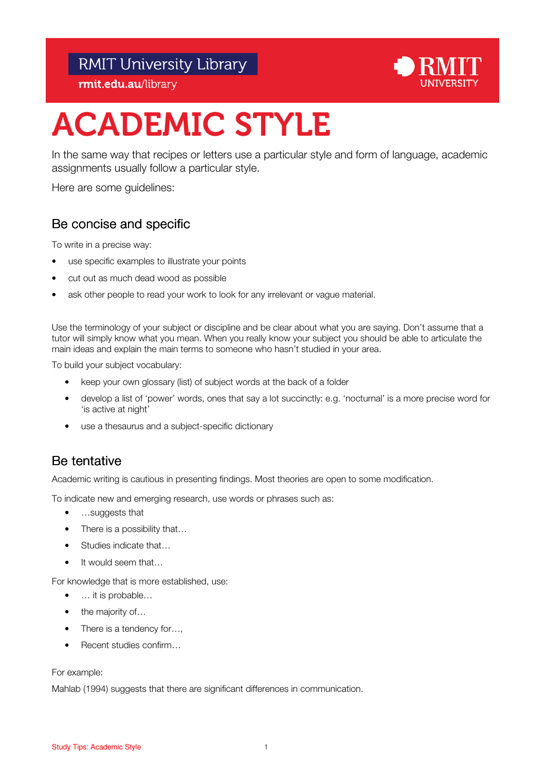RMIT University Library

rmit.edu.au/library

# ACADEMIC STYLE

In the same way that recipes or letters use a particular style and form of language, academic assignments usually follow a particular style.

Here are some guidelines:

## Be concise and specific

To write in a precise way:

- use specific examples to illustrate your points
- cut out as much dead wood as possible
- ask other people to read your work to look for any irrelevant or vague material.

Use the terminology of your subject or discipline and be clear about what you are saying. Don't assume that a tutor will simply know what you mean. When you really know your subject you should be able to articulate the main ideas and explain the main terms to someone who hasn't studied in your area.

To build your subject vocabulary:

- keep your own glossary (list) of subject words at the back of a folder
- develop a list of 'power' words, ones that say a lot succinctly: e.g. 'nocturnal' is a more precise word for 'is active at night'
- use a thesaurus and a subject-specific dictionary

## Be tentative

Academic writing is cautious in presenting findings. Most theories are open to some modification.

To indicate new and emerging research, use words or phrases such as:

- …suggests that
- There is a possibility that…
- Studies indicate that…
- It would seem that…

For knowledge that is more established, use:

- … it is probable…
- the majority of…
- There is a tendency for…,
- Recent studies confirm…

For example:

Mahlab (1994) suggests that there are significant differences in communication.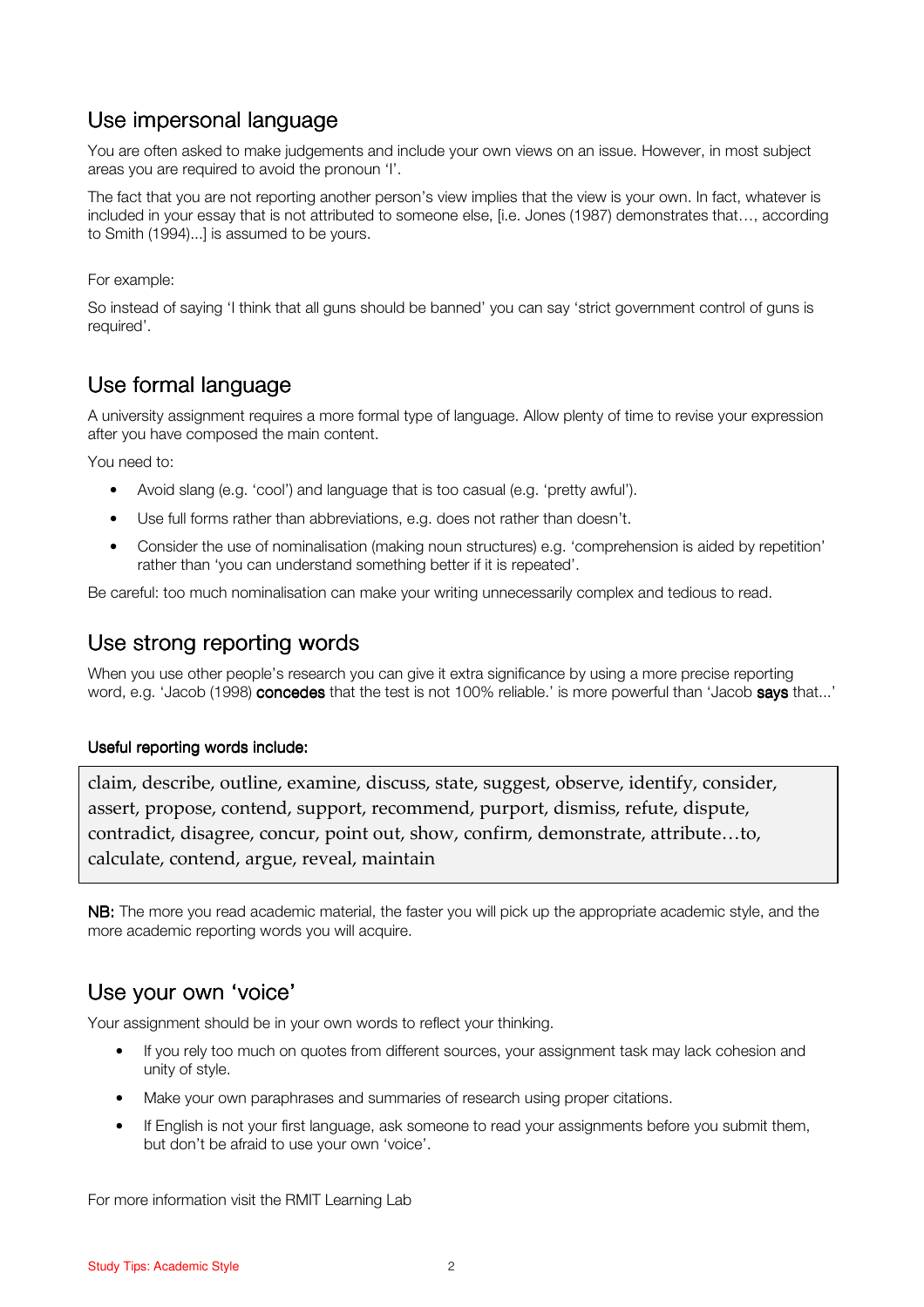## Use impersonal language

You are often asked to make judgements and include your own views on an issue. However, in most subject areas you are required to avoid the pronoun 'I'.

The fact that you are not reporting another person's view implies that the view is your own. In fact, whatever is included in your essay that is not attributed to someone else, [i.e. Jones (1987) demonstrates that…, according to Smith (1994)...] is assumed to be yours.

For example:

So instead of saying 'I think that all guns should be banned' you can say 'strict government control of guns is required'.

## Use formal language

A university assignment requires a more formal type of language. Allow plenty of time to revise your expression after you have composed the main content.

You need to:

- Avoid slang (e.g. 'cool') and language that is too casual (e.g. 'pretty awful').
- Use full forms rather than abbreviations, e.g. does not rather than doesn't.
- Consider the use of nominalisation (making noun structures) e.g. 'comprehension is aided by repetition' rather than 'you can understand something better if it is repeated'.

Be careful: too much nominalisation can make your writing unnecessarily complex and tedious to read.

## Use strong reporting words

When you use other people's research you can give it extra significance by using a more precise reporting word, e.g. 'Jacob (1998) **concedes** that the test is not 100% reliable.' is more powerful than 'Jacob **says** that...'

**Useful reporting words include:**

claim, describe, outline, examine, discuss, state, suggest, observe, identify, consider, assert, propose, contend, support, recommend, purport, dismiss, refute, dispute, contradict, disagree, concur, point out, show, confirm, demonstrate, attribute…to, calculate, contend, argue, reveal, maintain

**NB:** The more you read academic material, the faster you will pick up the appropriate academic style, and the more academic reporting words you will acquire.

## Use your own 'voice'

Your assignment should be in your own words to reflect your thinking.

- If you rely too much on quotes from different sources, your assignment task may lack cohesion and unity of style.
- Make your own paraphrases and summaries of research using proper citations.
- If English is not your first language, ask someone to read your assignments before you submit them, but don't be afraid to use your own 'voice'.

For more information visit the RMIT Learning Lab